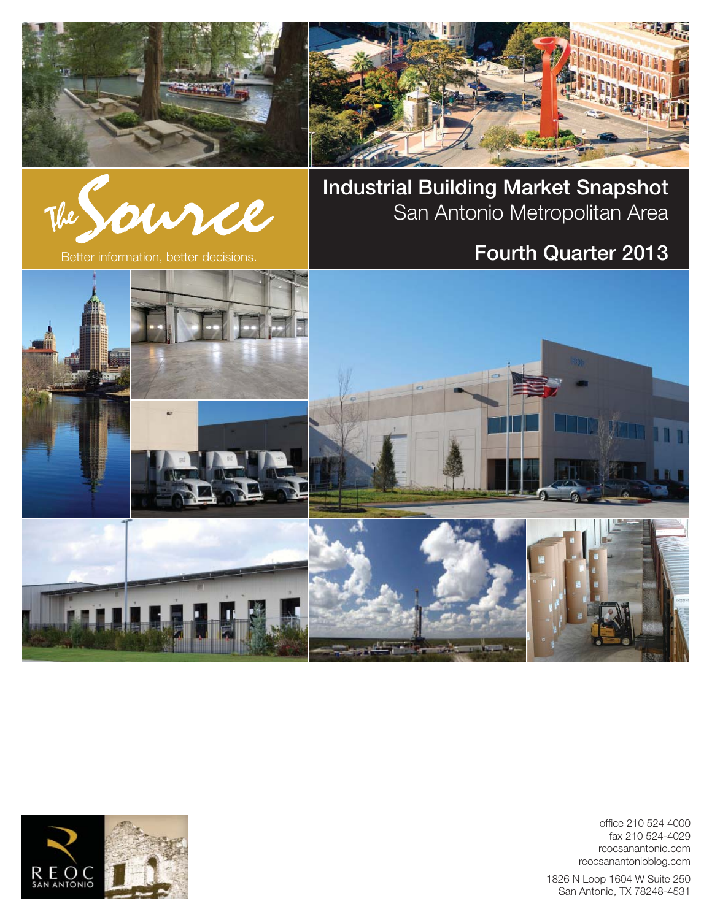The Source

Better information, better decisions.

# Industrial Building Market Snapshot

San Antonio Metropolitan Area

## Fourth Quarter 2013

REOC SAN ANTONIO

office 210 524 4000
fax 210 524-4029
reocsanantonio.com
reocsanantonioblog.com

1826 N Loop 1604 W Suite 250
San Antonio, TX 78248-4531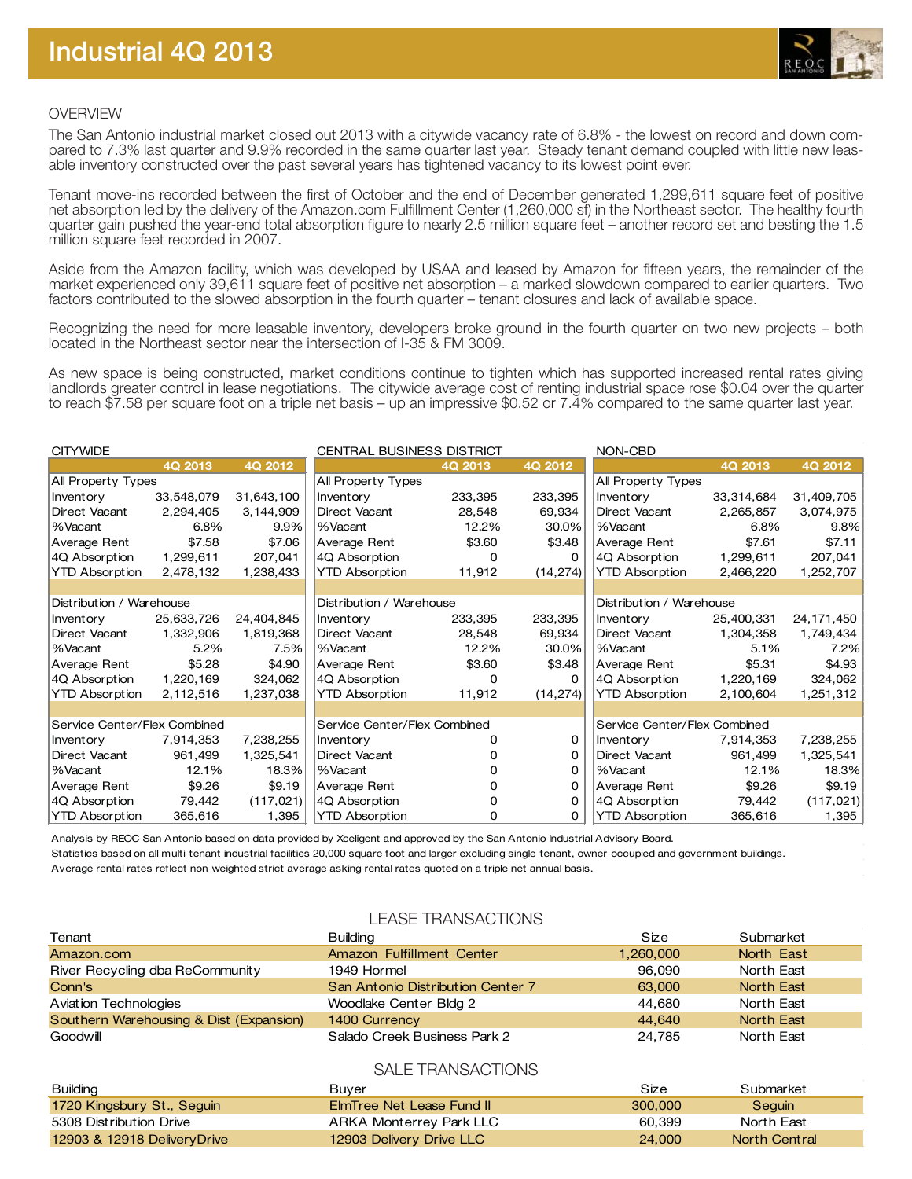# Industrial 4Q 2013

## OVERVIEW

The San Antonio industrial market closed out 2013 with a citywide vacancy rate of 6.8% - the lowest on record and down compared to 7.3% last quarter and 9.9% recorded in the same quarter last year. Steady tenant demand coupled with little new leasable inventory constructed over the past several years has tightened vacancy to its lowest point ever.

Tenant move-ins recorded between the first of October and the end of December generated 1,299,611 square feet of positive net absorption led by the delivery of the Amazon.com Fulfillment Center (1,260,000 sf) in the Northeast sector. The healthy fourth quarter gain pushed the year-end total absorption figure to nearly 2.5 million square feet – another record set and besting the 1.5 million square feet recorded in 2007.

Aside from the Amazon facility, which was developed by USAA and leased by Amazon for fifteen years, the remainder of the market experienced only 39,611 square feet of positive net absorption – a marked slowdown compared to earlier quarters. Two factors contributed to the slowed absorption in the fourth quarter – tenant closures and lack of available space.

Recognizing the need for more leasable inventory, developers broke ground in the fourth quarter on two new projects – both located in the Northeast sector near the intersection of I-35 & FM 3009.

As new space is being constructed, market conditions continue to tighten which has supported increased rental rates giving landlords greater control in lease negotiations. The citywide average cost of renting industrial space rose $0.04 over the quarter to reach $7.58 per square foot on a triple net basis – up an impressive $0.52 or 7.4% compared to the same quarter last year.

| CITYWIDE | 4Q 2013 | 4Q 2012 | CENTRAL BUSINESS DISTRICT | 4Q 2013 | 4Q 2012 | NON-CBD | 4Q 2013 | 4Q 2012 |
|---|---|---|---|---|---|---|---|---|
| **All Property Types** | | | **All Property Types** | | | **All Property Types** | | |
| Inventory | 33,548,079 | 31,643,100 | Inventory | 233,395 | 233,395 | Inventory | 33,314,684 | 31,409,705 |
| Direct Vacant | 2,294,405 | 3,144,909 | Direct Vacant | 28,548 | 69,934 | Direct Vacant | 2,265,857 | 3,074,975 |
| %Vacant | 6.8% | 9.9% | %Vacant | 12.2% | 30.0% | %Vacant | 6.8% | 9.8% |
| Average Rent | $7.58 | $7.06 | Average Rent | $3.60 | $3.48 | Average Rent | $7.61 | $7.11 |
| 4Q Absorption | 1,299,611 | 207,041 | 4Q Absorption | 0 | 0 | 4Q Absorption | 1,299,611 | 207,041 |
| YTD Absorption | 2,478,132 | 1,238,433 | YTD Absorption | 11,912 | (14,274) | YTD Absorption | 2,466,220 | 1,252,707 |
| **Distribution / Warehouse** | | | **Distribution / Warehouse** | | | **Distribution / Warehouse** | | |
| Inventory | 25,633,726 | 24,404,845 | Inventory | 233,395 | 233,395 | Inventory | 25,400,331 | 24,171,450 |
| Direct Vacant | 1,332,906 | 1,819,368 | Direct Vacant | 28,548 | 69,934 | Direct Vacant | 1,304,358 | 1,749,434 |
| %Vacant | 5.2% | 7.5% | %Vacant | 12.2% | 30.0% | %Vacant | 5.1% | 7.2% |
| Average Rent | $5.28 | $4.90 | Average Rent | $3.60 | $3.48 | Average Rent | $5.31 | $4.93 |
| 4Q Absorption | 1,220,169 | 324,062 | 4Q Absorption | 0 | 0 | 4Q Absorption | 1,220,169 | 324,062 |
| YTD Absorption | 2,112,516 | 1,237,038 | YTD Absorption | 11,912 | (14,274) | YTD Absorption | 2,100,604 | 1,251,312 |
| **Service Center/Flex Combined** | | | **Service Center/Flex Combined** | | | **Service Center/Flex Combined** | | |
| Inventory | 7,914,353 | 7,238,255 | Inventory | 0 | 0 | Inventory | 7,914,353 | 7,238,255 |
| Direct Vacant | 961,499 | 1,325,541 | Direct Vacant | 0 | 0 | Direct Vacant | 961,499 | 1,325,541 |
| %Vacant | 12.1% | 18.3% | %Vacant | 0 | 0 | %Vacant | 12.1% | 18.3% |
| Average Rent | $9.26 | $9.19 | Average Rent | 0 | 0 | Average Rent | $9.26 | $9.19 |
| 4Q Absorption | 79,442 | (117,021) | 4Q Absorption | 0 | 0 | 4Q Absorption | 79,442 | (117,021) |
| YTD Absorption | 365,616 | 1,395 | YTD Absorption | 0 | 0 | YTD Absorption | 365,616 | 1,395 |

Analysis by REOC San Antonio based on data provided by Xceligent and approved by the San Antonio Industrial Advisory Board.

Statistics based on all multi-tenant industrial facilities 20,000 square foot and larger excluding single-tenant, owner-occupied and government buildings.

Average rental rates reflect non-weighted strict average asking rental rates quoted on a triple net annual basis.

## LEASE TRANSACTIONS

| Tenant | Building | Size | Submarket |
|---|---|---|---|
| Amazon.com | Amazon Fulfillment Center | 1,260,000 | North East |
| River Recycling dba ReCommunity | 1949 Hormel | 96,090 | North East |
| Conn's | San Antonio Distribution Center 7 | 63,000 | North East |
| Aviation Technologies | Woodlake Center Bldg 2 | 44,680 | North East |
| Southern Warehousing & Dist (Expansion) | 1400 Currency | 44,640 | North East |
| Goodwill | Salado Creek Business Park 2 | 24,785 | North East |

## SALE TRANSACTIONS

| Building | Buyer | Size | Submarket |
|---|---|---|---|
| 1720 Kingsbury St., Seguin | ElmTree Net Lease Fund II | 300,000 | Seguin |
| 5308 Distribution Drive | ARKA Monterrey Park LLC | 60,399 | North East |
| 12903 & 12918 DeliveryDrive | 12903 Delivery Drive LLC | 24,000 | North Central |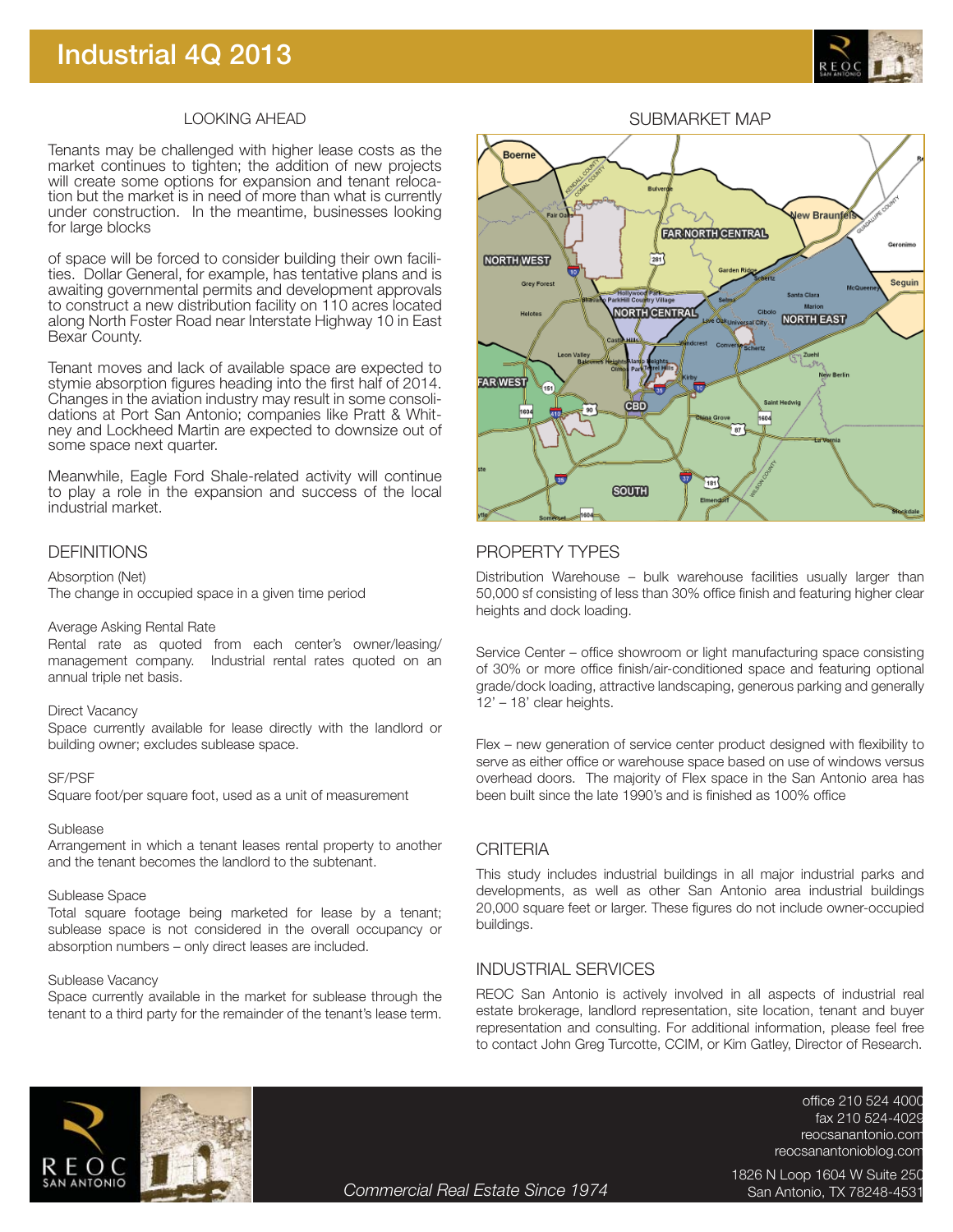# Industrial 4Q 2013

## LOOKING AHEAD

Tenants may be challenged with higher lease costs as the market continues to tighten; the addition of new projects will create some options for expansion and tenant relocation but the market is in need of more than what is currently under construction. In the meantime, businesses looking for large blocks

of space will be forced to consider building their own facilities. Dollar General, for example, has tentative plans and is awaiting governmental permits and development approvals to construct a new distribution facility on 110 acres located along North Foster Road near Interstate Highway 10 in East Bexar County.

Tenant moves and lack of available space are expected to stymie absorption figures heading into the first half of 2014. Changes in the aviation industry may result in some consolidations at Port San Antonio; companies like Pratt & Whitney and Lockheed Martin are expected to downsize out of some space next quarter.

Meanwhile, Eagle Ford Shale-related activity will continue to play a role in the expansion and success of the local industrial market.

## SUBMARKET MAP

Boerne
Bulverde
Fair Oaks
FAR NORTH CENTRAL
New Braunfels
NORTH WEST
Grey Forest
Garden Ridge
Schertz
McQueeney
Seguin
Geronimo
Hollywood Park
Shavano Park
Hill Country Village
Selma
Santa Clara
Helotes
NORTH CENTRAL
Live Oak
Universal City
Cibolo
Marion
NORTH EAST
Castle Hills
Windcrest
Converse
Leon Valley
Balcones Heights
Alamo Heights
Olmos Park
Terrell Hills
Zuehl
FAR WEST
Kirby
New Berlin
CBD
Saint Hedwig
China Grove
La Vernia
SOUTH
Elmendorf
Somerset
Stockdale

## DEFINITIONS

Absorption (Net)
The change in occupied space in a given time period

Average Asking Rental Rate
Rental rate as quoted from each center's owner/leasing/management company. Industrial rental rates quoted on an annual triple net basis.

Direct Vacancy
Space currently available for lease directly with the landlord or building owner; excludes sublease space.

SF/PSF
Square foot/per square foot, used as a unit of measurement

Sublease
Arrangement in which a tenant leases rental property to another and the tenant becomes the landlord to the subtenant.

Sublease Space
Total square footage being marketed for lease by a tenant; sublease space is not considered in the overall occupancy or absorption numbers – only direct leases are included.

Sublease Vacancy
Space currently available in the market for sublease through the tenant to a third party for the remainder of the tenant's lease term.

## PROPERTY TYPES

Distribution Warehouse – bulk warehouse facilities usually larger than 50,000 sf consisting of less than 30% office finish and featuring higher clear heights and dock loading.

Service Center – office showroom or light manufacturing space consisting of 30% or more office finish/air-conditioned space and featuring optional grade/dock loading, attractive landscaping, generous parking and generally 12' – 18' clear heights.

Flex – new generation of service center product designed with flexibility to serve as either office or warehouse space based on use of windows versus overhead doors. The majority of Flex space in the San Antonio area has been built since the late 1990's and is finished as 100% office

## CRITERIA

This study includes industrial buildings in all major industrial parks and developments, as well as other San Antonio area industrial buildings 20,000 square feet or larger. These figures do not include owner-occupied buildings.

## INDUSTRIAL SERVICES

REOC San Antonio is actively involved in all aspects of industrial real estate brokerage, landlord representation, site location, tenant and buyer representation and consulting. For additional information, please feel free to contact John Greg Turcotte, CCIM, or Kim Gatley, Director of Research.

REOC SAN ANTONIO

*Commercial Real Estate Since 1974*

office 210 524 4000
fax 210 524-4029
reocsanantonio.com
reocsanantonioblog.com

1826 N Loop 1604 W Suite 250
San Antonio, TX 78248-4531